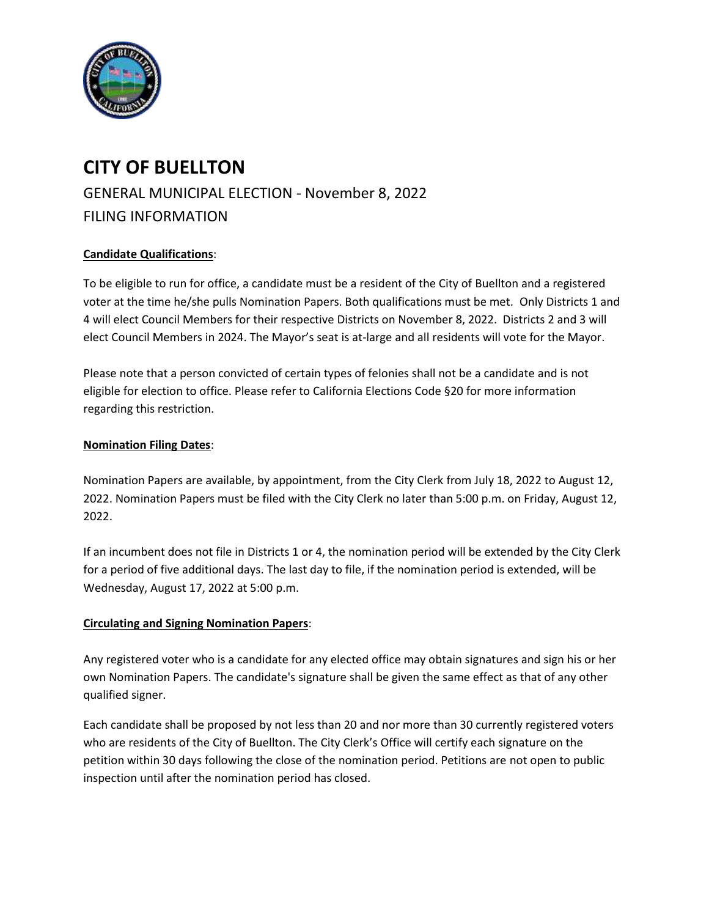# CITY OF BUELLTON

GENERAL MUNICIPAL ELECTION - November 8, 2022

FILING INFORMATION

**Candidate Qualifications**:

To be eligible to run for office, a candidate must be a resident of the City of Buellton and a registered voter at the time he/she pulls Nomination Papers. Both qualifications must be met. Only Districts 1 and 4 will elect Council Members for their respective Districts on November 8, 2022. Districts 2 and 3 will elect Council Members in 2024. The Mayor's seat is at-large and all residents will vote for the Mayor.

Please note that a person convicted of certain types of felonies shall not be a candidate and is not eligible for election to office. Please refer to California Elections Code §20 for more information regarding this restriction.

**Nomination Filing Dates**:

Nomination Papers are available, by appointment, from the City Clerk from July 18, 2022 to August 12, 2022. Nomination Papers must be filed with the City Clerk no later than 5:00 p.m. on Friday, August 12, 2022.

If an incumbent does not file in Districts 1 or 4, the nomination period will be extended by the City Clerk for a period of five additional days. The last day to file, if the nomination period is extended, will be Wednesday, August 17, 2022 at 5:00 p.m.

**Circulating and Signing Nomination Papers**:

Any registered voter who is a candidate for any elected office may obtain signatures and sign his or her own Nomination Papers. The candidate's signature shall be given the same effect as that of any other qualified signer.

Each candidate shall be proposed by not less than 20 and nor more than 30 currently registered voters who are residents of the City of Buellton. The City Clerk's Office will certify each signature on the petition within 30 days following the close of the nomination period. Petitions are not open to public inspection until after the nomination period has closed.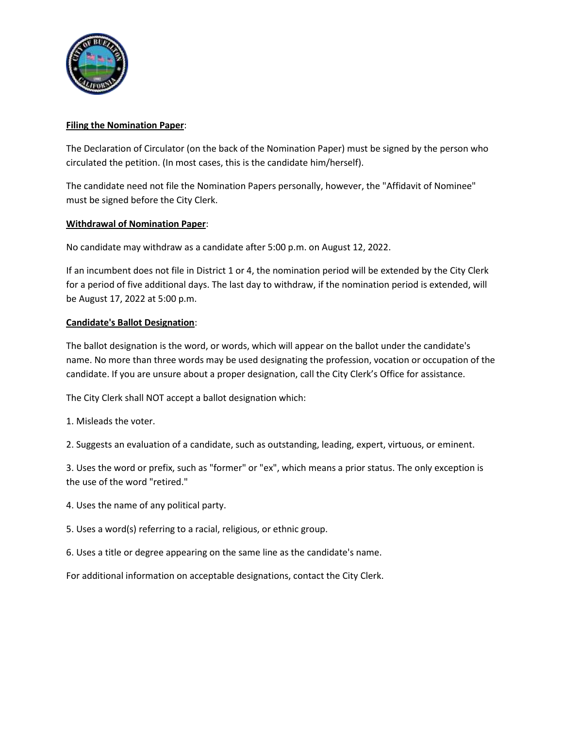**Filing the Nomination Paper**:

The Declaration of Circulator (on the back of the Nomination Paper) must be signed by the person who circulated the petition. (In most cases, this is the candidate him/herself).

The candidate need not file the Nomination Papers personally, however, the "Affidavit of Nominee" must be signed before the City Clerk.

**Withdrawal of Nomination Paper**:

No candidate may withdraw as a candidate after 5:00 p.m. on August 12, 2022.

If an incumbent does not file in District 1 or 4, the nomination period will be extended by the City Clerk for a period of five additional days. The last day to withdraw, if the nomination period is extended, will be August 17, 2022 at 5:00 p.m.

**Candidate's Ballot Designation**:

The ballot designation is the word, or words, which will appear on the ballot under the candidate's name. No more than three words may be used designating the profession, vocation or occupation of the candidate. If you are unsure about a proper designation, call the City Clerk's Office for assistance.

The City Clerk shall NOT accept a ballot designation which:

1. Misleads the voter.
2. Suggests an evaluation of a candidate, such as outstanding, leading, expert, virtuous, or eminent.
3. Uses the word or prefix, such as "former" or "ex", which means a prior status. The only exception is the use of the word "retired."
4. Uses the name of any political party.
5. Uses a word(s) referring to a racial, religious, or ethnic group.
6. Uses a title or degree appearing on the same line as the candidate's name.

For additional information on acceptable designations, contact the City Clerk.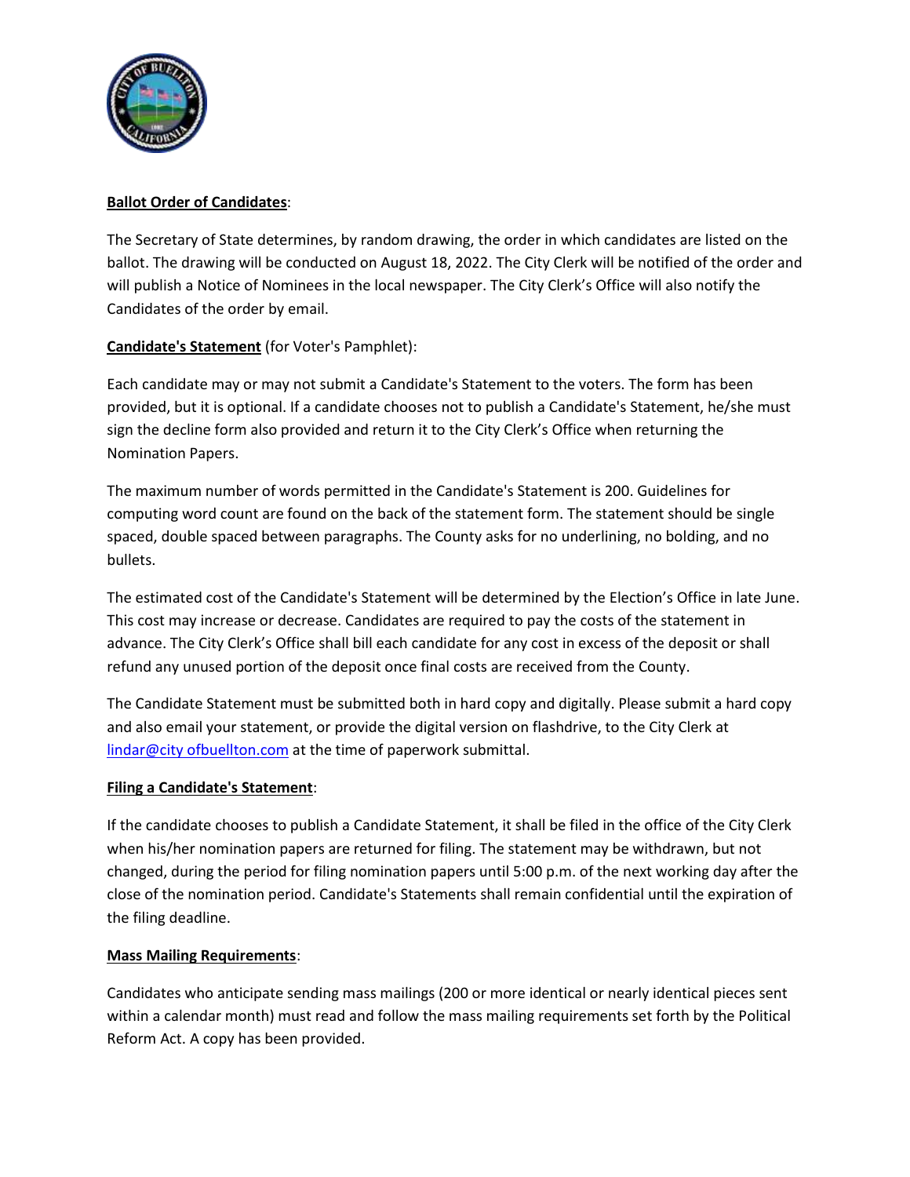**Ballot Order of Candidates**:

The Secretary of State determines, by random drawing, the order in which candidates are listed on the ballot. The drawing will be conducted on August 18, 2022. The City Clerk will be notified of the order and will publish a Notice of Nominees in the local newspaper. The City Clerk's Office will also notify the Candidates of the order by email.

**Candidate's Statement** (for Voter's Pamphlet):

Each candidate may or may not submit a Candidate's Statement to the voters. The form has been provided, but it is optional. If a candidate chooses not to publish a Candidate's Statement, he/she must sign the decline form also provided and return it to the City Clerk's Office when returning the Nomination Papers.

The maximum number of words permitted in the Candidate's Statement is 200. Guidelines for computing word count are found on the back of the statement form. The statement should be single spaced, double spaced between paragraphs. The County asks for no underlining, no bolding, and no bullets.

The estimated cost of the Candidate's Statement will be determined by the Election's Office in late June. This cost may increase or decrease. Candidates are required to pay the costs of the statement in advance. The City Clerk's Office shall bill each candidate for any cost in excess of the deposit or shall refund any unused portion of the deposit once final costs are received from the County.

The Candidate Statement must be submitted both in hard copy and digitally. Please submit a hard copy and also email your statement, or provide the digital version on flashdrive, to the City Clerk at lindar@city ofbuellton.com at the time of paperwork submittal.

**Filing a Candidate's Statement**:

If the candidate chooses to publish a Candidate Statement, it shall be filed in the office of the City Clerk when his/her nomination papers are returned for filing. The statement may be withdrawn, but not changed, during the period for filing nomination papers until 5:00 p.m. of the next working day after the close of the nomination period. Candidate's Statements shall remain confidential until the expiration of the filing deadline.

**Mass Mailing Requirements**:

Candidates who anticipate sending mass mailings (200 or more identical or nearly identical pieces sent within a calendar month) must read and follow the mass mailing requirements set forth by the Political Reform Act. A copy has been provided.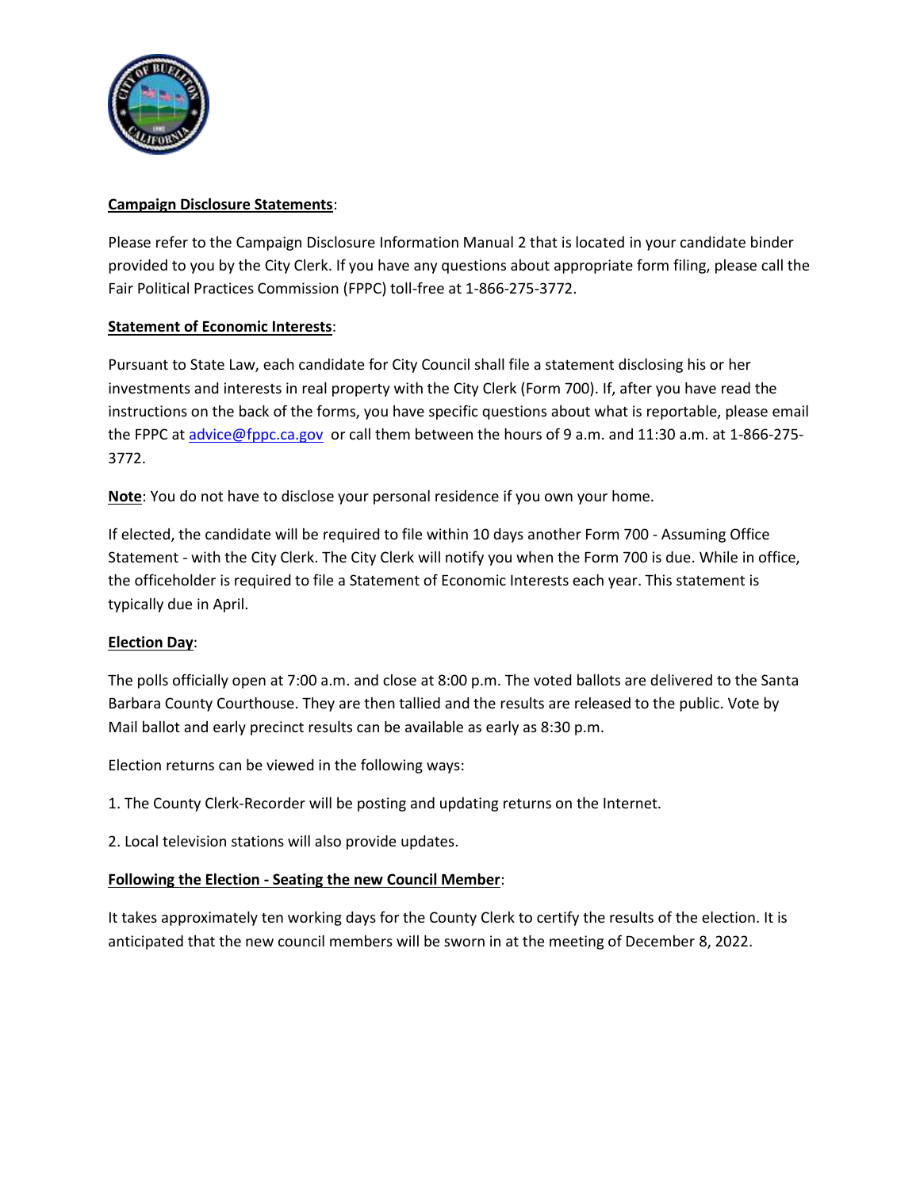**Campaign Disclosure Statements**:

Please refer to the Campaign Disclosure Information Manual 2 that is located in your candidate binder provided to you by the City Clerk. If you have any questions about appropriate form filing, please call the Fair Political Practices Commission (FPPC) toll-free at 1-866-275-3772.

**Statement of Economic Interests**:

Pursuant to State Law, each candidate for City Council shall file a statement disclosing his or her investments and interests in real property with the City Clerk (Form 700). If, after you have read the instructions on the back of the forms, you have specific questions about what is reportable, please email the FPPC at advice@fppc.ca.gov or call them between the hours of 9 a.m. and 11:30 a.m. at 1-866-275-3772.

**Note**: You do not have to disclose your personal residence if you own your home.

If elected, the candidate will be required to file within 10 days another Form 700 - Assuming Office Statement - with the City Clerk. The City Clerk will notify you when the Form 700 is due. While in office, the officeholder is required to file a Statement of Economic Interests each year. This statement is typically due in April.

**Election Day**:

The polls officially open at 7:00 a.m. and close at 8:00 p.m. The voted ballots are delivered to the Santa Barbara County Courthouse. They are then tallied and the results are released to the public. Vote by Mail ballot and early precinct results can be available as early as 8:30 p.m.

Election returns can be viewed in the following ways:

1. The County Clerk-Recorder will be posting and updating returns on the Internet.

2. Local television stations will also provide updates.

**Following the Election - Seating the new Council Member**:

It takes approximately ten working days for the County Clerk to certify the results of the election. It is anticipated that the new council members will be sworn in at the meeting of December 8, 2022.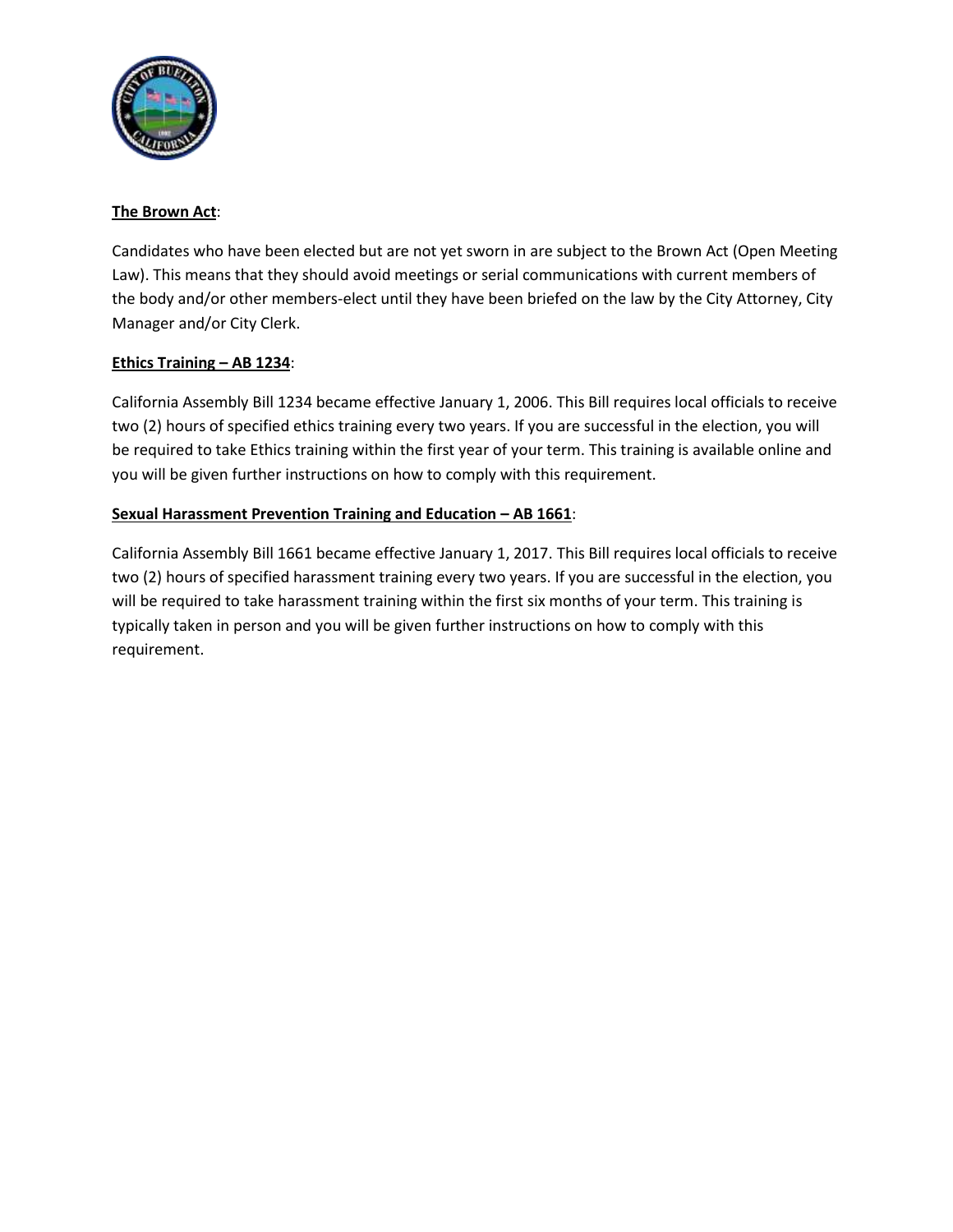**The Brown Act**:

Candidates who have been elected but are not yet sworn in are subject to the Brown Act (Open Meeting Law). This means that they should avoid meetings or serial communications with current members of the body and/or other members-elect until they have been briefed on the law by the City Attorney, City Manager and/or City Clerk.

**Ethics Training – AB 1234**:

California Assembly Bill 1234 became effective January 1, 2006. This Bill requires local officials to receive two (2) hours of specified ethics training every two years. If you are successful in the election, you will be required to take Ethics training within the first year of your term. This training is available online and you will be given further instructions on how to comply with this requirement.

**Sexual Harassment Prevention Training and Education – AB 1661**:

California Assembly Bill 1661 became effective January 1, 2017. This Bill requires local officials to receive two (2) hours of specified harassment training every two years. If you are successful in the election, you will be required to take harassment training within the first six months of your term. This training is typically taken in person and you will be given further instructions on how to comply with this requirement.